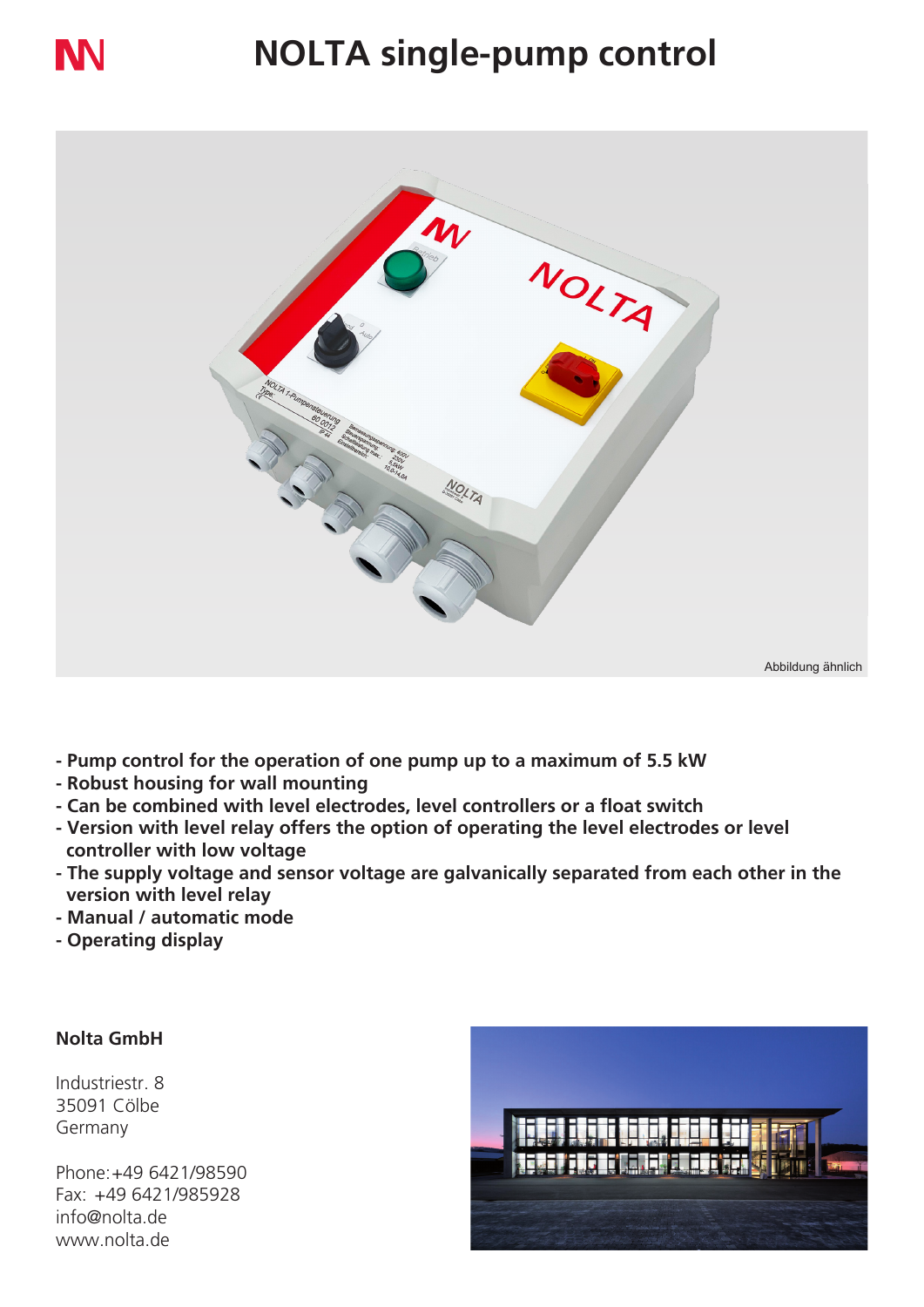# NOLTA single-pump control

Abbildung ähnlich

- Pump control for the operation of one pump up to a maximum of 5.5 kW
- Robust housing for wall mounting
- Can be combined with level electrodes, level controllers or a float switch
- Version with level relay offers the option of operating the level electrodes or level controller with low voltage
- The supply voltage and sensor voltage are galvanically separated from each other in the version with level relay
- Manual / automatic mode
- Operating display

**Nolta GmbH**

Industriestr. 8
35091 Cölbe
Germany

Phone:+49 6421/98590
Fax: +49 6421/985928
info@nolta.de
www.nolta.de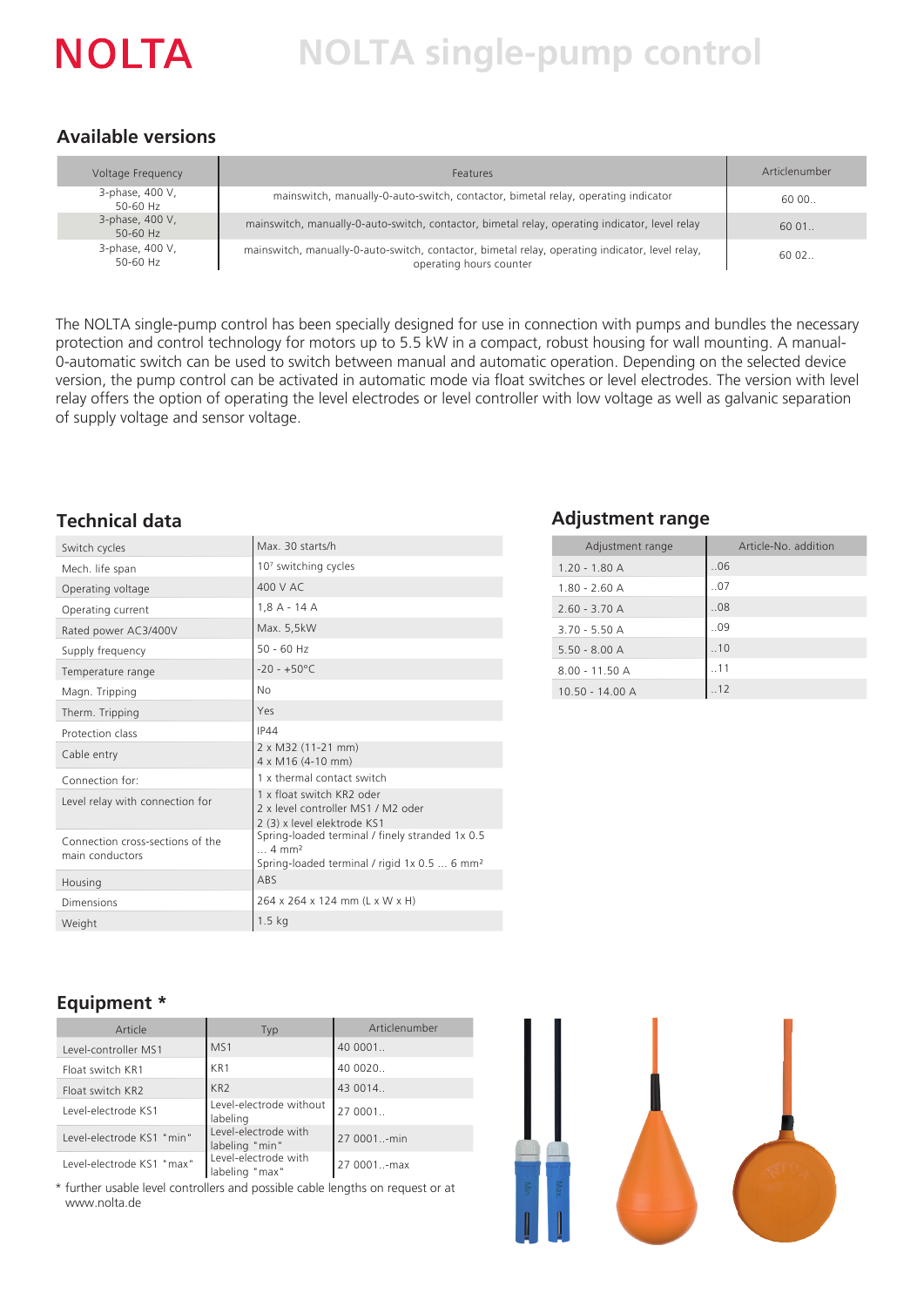# NOLTA

# NOLTA single-pump control

## Available versions

| Voltage Frequency | Features | Articlenumber |
|---|---|---|
| 3-phase, 400 V, 50-60 Hz | mainswitch, manually-0-auto-switch, contactor, bimetal relay, operating indicator | 60 00.. |
| 3-phase, 400 V, 50-60 Hz | mainswitch, manually-0-auto-switch, contactor, bimetal relay, operating indicator, level relay | 60 01.. |
| 3-phase, 400 V, 50-60 Hz | mainswitch, manually-0-auto-switch, contactor, bimetal relay, operating indicator, level relay, operating hours counter | 60 02.. |

The NOLTA single-pump control has been specially designed for use in connection with pumps and bundles the necessary protection and control technology for motors up to 5.5 kW in a compact, robust housing for wall mounting. A manual-0-automatic switch can be used to switch between manual and automatic operation. Depending on the selected device version, the pump control can be activated in automatic mode via float switches or level electrodes. The version with level relay offers the option of operating the level electrodes or level controller with low voltage as well as galvanic separation of supply voltage and sensor voltage.

## Technical data

| | |
|---|---|
| Switch cycles | Max. 30 starts/h |
| Mech. life span | $10^7$ switching cycles |
| Operating voltage | 400 V AC |
| Operating current | 1,8 A - 14 A |
| Rated power AC3/400V | Max. 5,5kW |
| Supply frequency | 50 - 60 Hz |
| Temperature range | -20 - +50°C |
| Magn. Tripping | No |
| Therm. Tripping | Yes |
| Protection class | IP44 |
| Cable entry | 2 x M32 (11-21 mm)<br>4 x M16 (4-10 mm) |
| Connection for: | 1 x thermal contact switch |
| Level relay with connection for | 1 x float switch KR2 oder<br>2 x level controller MS1 / M2 oder<br>2 (3) x level elektrode KS1 |
| Connection cross-sections of the main conductors | Spring-loaded terminal / finely stranded 1x 0.5 ... 4 mm²<br>Spring-loaded terminal / rigid 1x 0.5 ... 6 mm² |
| Housing | ABS |
| Dimensions | 264 x 264 x 124 mm (L x W x H) |
| Weight | 1.5 kg |

## Adjustment range

| Adjustment range | Article-No. addition |
|---|---|
| 1.20 - 1.80 A | ..06 |
| 1.80 - 2.60 A | ..07 |
| 2.60 - 3.70 A | ..08 |
| 3.70 - 5.50 A | ..09 |
| 5.50 - 8.00 A | ..10 |
| 8.00 - 11.50 A | ..11 |
| 10.50 - 14.00 A | ..12 |

## Equipment *

| Article | Typ | Articlenumber |
|---|---|---|
| Level-controller MS1 | MS1 | 40 0001.. |
| Float switch KR1 | KR1 | 40 0020.. |
| Float switch KR2 | KR2 | 43 0014.. |
| Level-electrode KS1 | Level-electrode without labeling | 27 0001.. |
| Level-electrode KS1 "min" | Level-electrode with labeling "min" | 27 0001..-min |
| Level-electrode KS1 "max" | Level-electrode with labeling "max" | 27 0001..-max |

* further usable level controllers and possible cable lengths on request or at www.nolta.de